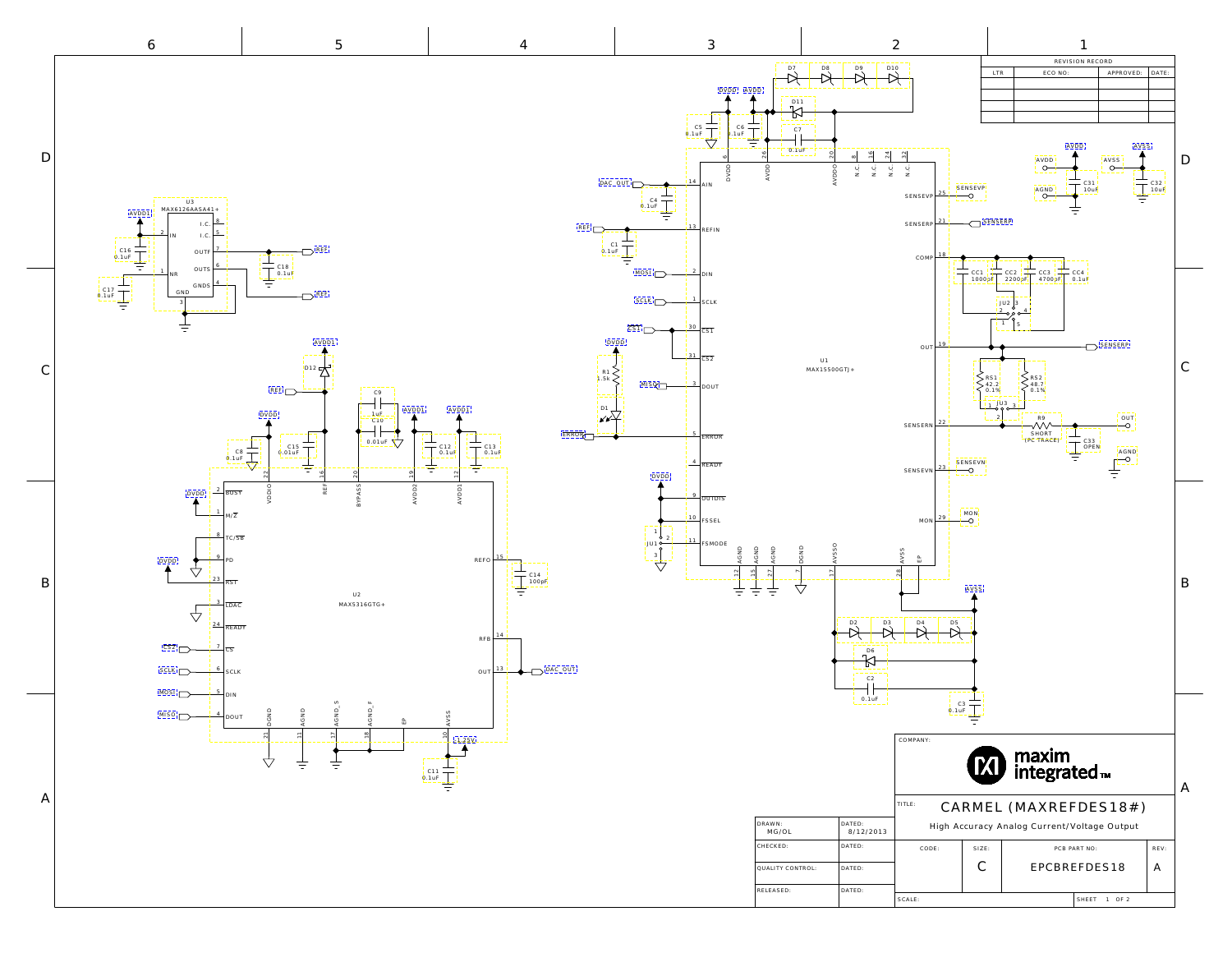| REVISION RECORD | | | |
|---|---|---|---|
| LTR | ECO NO: | APPROVED: | DATE: |
| | | | |

U3 MAX6126AASA41+ — IN (2), NR (1), GND (3), I.C. (8), I.C. (5), OUTF (7), OUTS (6), GNDS (4)

C16 0.1uF, C17 0.1uF, C18 0.1uF

U2 MAX5316GTG+ — BUSY (2), M/Z (1), TC/SB (8), PD (9), RST (23), LDAC (3), READY (24), CS (7), SCLK (6), DIN (5), DOUT (4), VDDIO (22), REF (16), BYPASS (20), AVDD2 (19), AVDD1 (12), REFO (15), RFB (14), OUT (13), DGND (21), AGND (11), AGND_S (17), AGND_F (18), EP, AVSS (10)

D12, C8 0.1uF, C15 0.01uF, C9 1uF, C10 0.01uF, C12 0.1uF, C13 0.1uF, C14 100pF, C11 0.1uF

U1 MAX15500GTJ+ — AIN (14), REFIN (13), DIN (2), SCLK (1), CS1 (30), CS2 (31), DOUT (3), ERROR (5), READY (4), OUTDIS (9), FSSEL (10), FSMODE (11), DVDD (6), AVDD (26), AVDDO (20), N.C. (8), N.C. (16), N.C. (24), N.C. (32), SENSEVP (25), SENSERP (21), COMP (18), OUT (19), SENSERN (22), SENSEVN (23), MON (29), AGND (12), AGND (15), AGND (27), DGND (7), AVSSO (17), AVSS (28), EP

C5 0.1uF, C6 0.1uF, C7 0.1uF, C4 0.1uF, C1 0.1uF, R1 1.5k, D1, D7, D8, D9, D10, D11, JU1

CC1 1000pF, CC2 2200pF, CC3 4700pF, CC4 0.1uF, JU2, RS1 42.2 0.1%, RS2 48.7 0.1%, JU3, R9 SHORT (PC TRACE), C33 OPEN

D2, D3, D4, D5, D6, C2 0.1uF, C3 0.1uF

AVDD, AVSS, AGND, C31 10uF, C32 10uF, OUT, SENSEVP, SENSEVN, SENSERP, MON

Nets: AVDD1, DVDD, AVDD, AVSS, REF, DAC_OUT, MOSI, SCLK, CS1, CS2, MISO, ERROR, 1.25V

| COMPANY: | maxim integrated™ | | |
|---|---|---|---|
| TITLE: | CARMEL (MAXREFDES18#) High Accuracy Analog Current/Voltage Output | | |
| DRAWN: MG/OL | DATED: 8/12/2013 | | |
| CHECKED: | DATED: | | |
| QUALITY CONTROL: | DATED: | | |
| RELEASED: | DATED: | | |
| CODE: | SIZE: C | PCB PART NO: EPCBREFDES18 | REV: A |
| SCALE: | | SHEET 1 OF 2 | |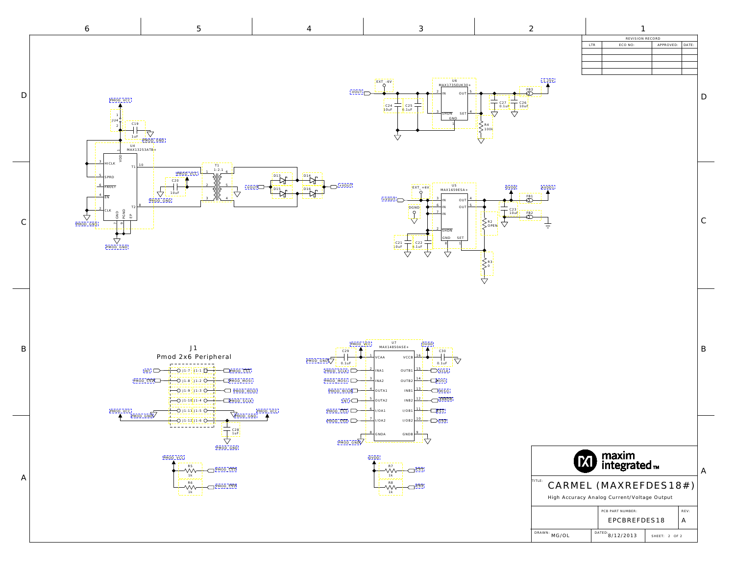REVISION RECORD

| LTR | ECO NO: | APPROVED: | DATE: |
|---|---|---|---|
| | | | |
| | | | |
| | | | |
| | | | |

EXT_-6V

U6
MAX1735EUK30+

VVOUT
C24 10uF
C25 0.1uF
C27 0.1uF
C26 10uF
FB3
-3.25V
R4 100k

PMOD_VCC
JU4
C19 1uF
PMOD_GND

U4
MAX13253ATB+

HICLK
SPRD
FAULT
EN
CLK
T1
T2
VDD
GND
PGND
EP

T1
1:2.1

PMOD_VCC
C20 10uF
PMOD_GND

VVOUT
D13
D14
D15
D16
+VVOUT

EXT_+6V
U5
MAX1659ESA+
+VVOUT
DGND
DVDD
AVDD1
FB1
FB2
C23 10uF
R2 OPEN
R3 0
C21 10uF
C22 0.1uF

J1
Pmod 2x6 Peripheral

INT
PMOD_CS2
PMOD_CS1
PMOD_MOSI
PMOD_MISO
PMOD_SCLK
PMOD_VCC
PMOD_GND
C28 1uF

PMOD_VCC
R5 1k
R6 1k
PMOD_CS1
PMOD_CS2

U7
MAX14850ASE+

PMOD_VCC
DVDD
C29 0.1uF
C30 0.1uF
PMOD_GND

VCAA, INA1, INA2, OUTA1, OUTA2, I/OA1, I/OA2, GNDA
VCCB, OUTB1, OUTB2, INB1, INB2, I/OB1, I/OB2, GNDB

PMOD_SCLK, PMOD_MOSI, PMOD_MISO, INT, PMOD_CS1, PMOD_CS2
SCLK, MOSI, MISO, ERROR, CS1, CS2

DVDD
R7 1k
R8 1k
CS1
CS2

maxim integrated™

TITLE: CARMEL (MAXREFDES18#)

High Accuracy Analog Current/Voltage Output

PCB PART NUMBER: EPCBREFDES18

REV: A

DRAWN: MG/OL

DATED: 8/12/2013

SHEET: 2 OF 2